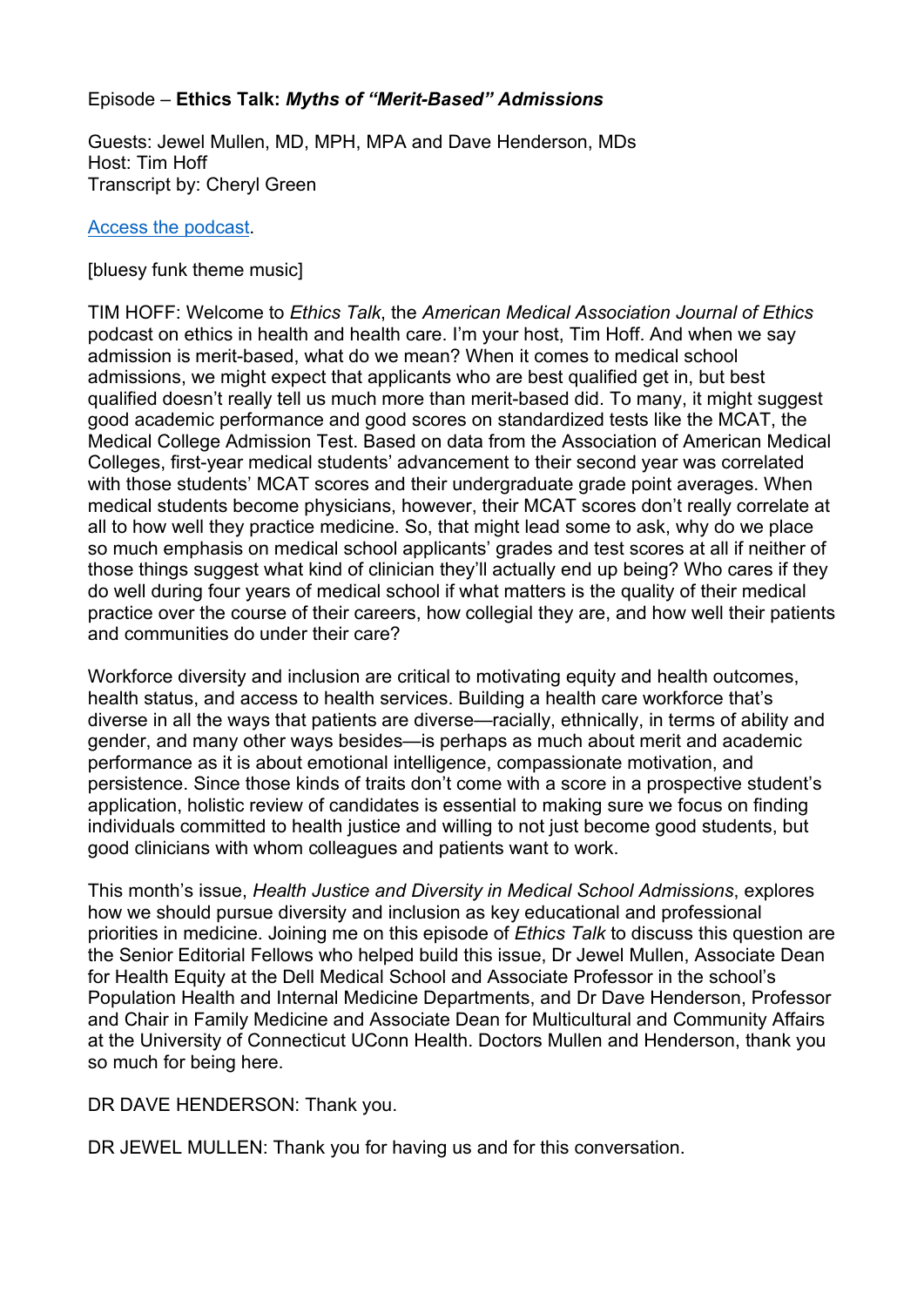Episode – **Ethics Talk: *Myths of "Merit-Based" Admissions***

Guests: Jewel Mullen, MD, MPH, MPA and Dave Henderson, MDs
Host: Tim Hoff
Transcript by: Cheryl Green

[Access the podcast](#).

[bluesy funk theme music]

TIM HOFF: Welcome to *Ethics Talk*, the *American Medical Association Journal of Ethics* podcast on ethics in health and health care. I'm your host, Tim Hoff. And when we say admission is merit-based, what do we mean? When it comes to medical school admissions, we might expect that applicants who are best qualified get in, but best qualified doesn't really tell us much more than merit-based did. To many, it might suggest good academic performance and good scores on standardized tests like the MCAT, the Medical College Admission Test. Based on data from the Association of American Medical Colleges, first-year medical students' advancement to their second year was correlated with those students' MCAT scores and their undergraduate grade point averages. When medical students become physicians, however, their MCAT scores don't really correlate at all to how well they practice medicine. So, that might lead some to ask, why do we place so much emphasis on medical school applicants' grades and test scores at all if neither of those things suggest what kind of clinician they'll actually end up being? Who cares if they do well during four years of medical school if what matters is the quality of their medical practice over the course of their careers, how collegial they are, and how well their patients and communities do under their care?

Workforce diversity and inclusion are critical to motivating equity and health outcomes, health status, and access to health services. Building a health care workforce that's diverse in all the ways that patients are diverse—racially, ethnically, in terms of ability and gender, and many other ways besides—is perhaps as much about merit and academic performance as it is about emotional intelligence, compassionate motivation, and persistence. Since those kinds of traits don't come with a score in a prospective student's application, holistic review of candidates is essential to making sure we focus on finding individuals committed to health justice and willing to not just become good students, but good clinicians with whom colleagues and patients want to work.

This month's issue, *Health Justice and Diversity in Medical School Admissions*, explores how we should pursue diversity and inclusion as key educational and professional priorities in medicine. Joining me on this episode of *Ethics Talk* to discuss this question are the Senior Editorial Fellows who helped build this issue, Dr Jewel Mullen, Associate Dean for Health Equity at the Dell Medical School and Associate Professor in the school's Population Health and Internal Medicine Departments, and Dr Dave Henderson, Professor and Chair in Family Medicine and Associate Dean for Multicultural and Community Affairs at the University of Connecticut UConn Health. Doctors Mullen and Henderson, thank you so much for being here.

DR DAVE HENDERSON: Thank you.

DR JEWEL MULLEN: Thank you for having us and for this conversation.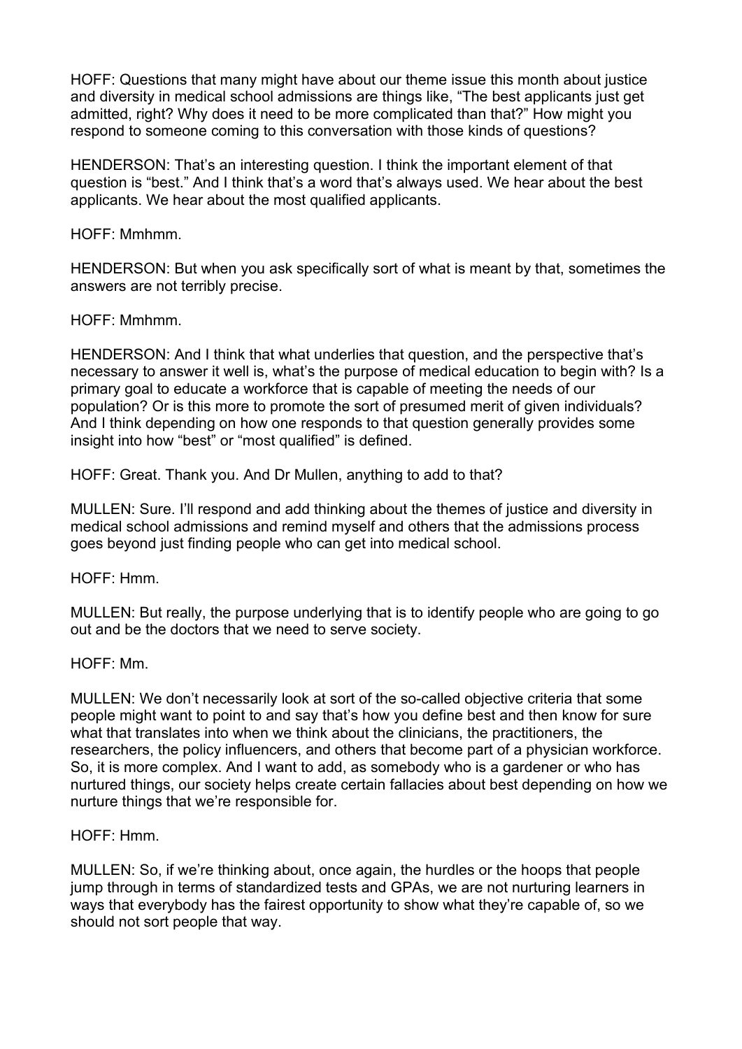HOFF: Questions that many might have about our theme issue this month about justice and diversity in medical school admissions are things like, "The best applicants just get admitted, right? Why does it need to be more complicated than that?" How might you respond to someone coming to this conversation with those kinds of questions?

HENDERSON: That's an interesting question. I think the important element of that question is "best." And I think that's a word that's always used. We hear about the best applicants. We hear about the most qualified applicants.

HOFF: Mmhmm.

HENDERSON: But when you ask specifically sort of what is meant by that, sometimes the answers are not terribly precise.

HOFF: Mmhmm.

HENDERSON: And I think that what underlies that question, and the perspective that's necessary to answer it well is, what's the purpose of medical education to begin with? Is a primary goal to educate a workforce that is capable of meeting the needs of our population? Or is this more to promote the sort of presumed merit of given individuals? And I think depending on how one responds to that question generally provides some insight into how "best" or "most qualified" is defined.

HOFF: Great. Thank you. And Dr Mullen, anything to add to that?

MULLEN: Sure. I'll respond and add thinking about the themes of justice and diversity in medical school admissions and remind myself and others that the admissions process goes beyond just finding people who can get into medical school.

HOFF: Hmm.

MULLEN: But really, the purpose underlying that is to identify people who are going to go out and be the doctors that we need to serve society.

HOFF: Mm.

MULLEN: We don't necessarily look at sort of the so-called objective criteria that some people might want to point to and say that's how you define best and then know for sure what that translates into when we think about the clinicians, the practitioners, the researchers, the policy influencers, and others that become part of a physician workforce. So, it is more complex. And I want to add, as somebody who is a gardener or who has nurtured things, our society helps create certain fallacies about best depending on how we nurture things that we're responsible for.

HOFF: Hmm.

MULLEN: So, if we're thinking about, once again, the hurdles or the hoops that people jump through in terms of standardized tests and GPAs, we are not nurturing learners in ways that everybody has the fairest opportunity to show what they're capable of, so we should not sort people that way.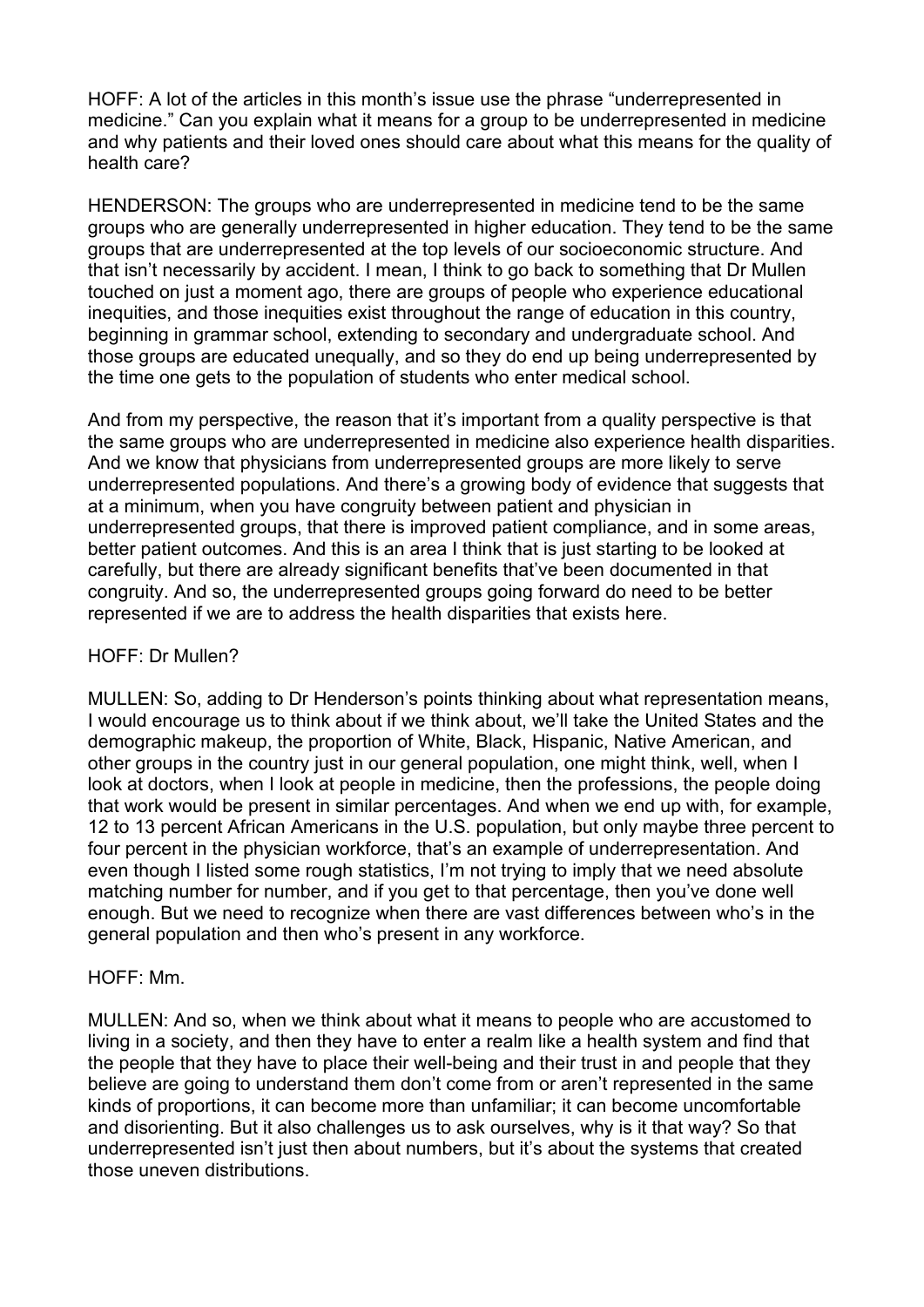HOFF: A lot of the articles in this month's issue use the phrase "underrepresented in medicine." Can you explain what it means for a group to be underrepresented in medicine and why patients and their loved ones should care about what this means for the quality of health care?

HENDERSON: The groups who are underrepresented in medicine tend to be the same groups who are generally underrepresented in higher education. They tend to be the same groups that are underrepresented at the top levels of our socioeconomic structure. And that isn't necessarily by accident. I mean, I think to go back to something that Dr Mullen touched on just a moment ago, there are groups of people who experience educational inequities, and those inequities exist throughout the range of education in this country, beginning in grammar school, extending to secondary and undergraduate school. And those groups are educated unequally, and so they do end up being underrepresented by the time one gets to the population of students who enter medical school.

And from my perspective, the reason that it's important from a quality perspective is that the same groups who are underrepresented in medicine also experience health disparities. And we know that physicians from underrepresented groups are more likely to serve underrepresented populations. And there's a growing body of evidence that suggests that at a minimum, when you have congruity between patient and physician in underrepresented groups, that there is improved patient compliance, and in some areas, better patient outcomes. And this is an area I think that is just starting to be looked at carefully, but there are already significant benefits that've been documented in that congruity. And so, the underrepresented groups going forward do need to be better represented if we are to address the health disparities that exists here.

HOFF: Dr Mullen?

MULLEN: So, adding to Dr Henderson's points thinking about what representation means, I would encourage us to think about if we think about, we'll take the United States and the demographic makeup, the proportion of White, Black, Hispanic, Native American, and other groups in the country just in our general population, one might think, well, when I look at doctors, when I look at people in medicine, then the professions, the people doing that work would be present in similar percentages. And when we end up with, for example, 12 to 13 percent African Americans in the U.S. population, but only maybe three percent to four percent in the physician workforce, that's an example of underrepresentation. And even though I listed some rough statistics, I'm not trying to imply that we need absolute matching number for number, and if you get to that percentage, then you've done well enough. But we need to recognize when there are vast differences between who's in the general population and then who's present in any workforce.

HOFF: Mm.

MULLEN: And so, when we think about what it means to people who are accustomed to living in a society, and then they have to enter a realm like a health system and find that the people that they have to place their well-being and their trust in and people that they believe are going to understand them don't come from or aren't represented in the same kinds of proportions, it can become more than unfamiliar; it can become uncomfortable and disorienting. But it also challenges us to ask ourselves, why is it that way? So that underrepresented isn't just then about numbers, but it's about the systems that created those uneven distributions.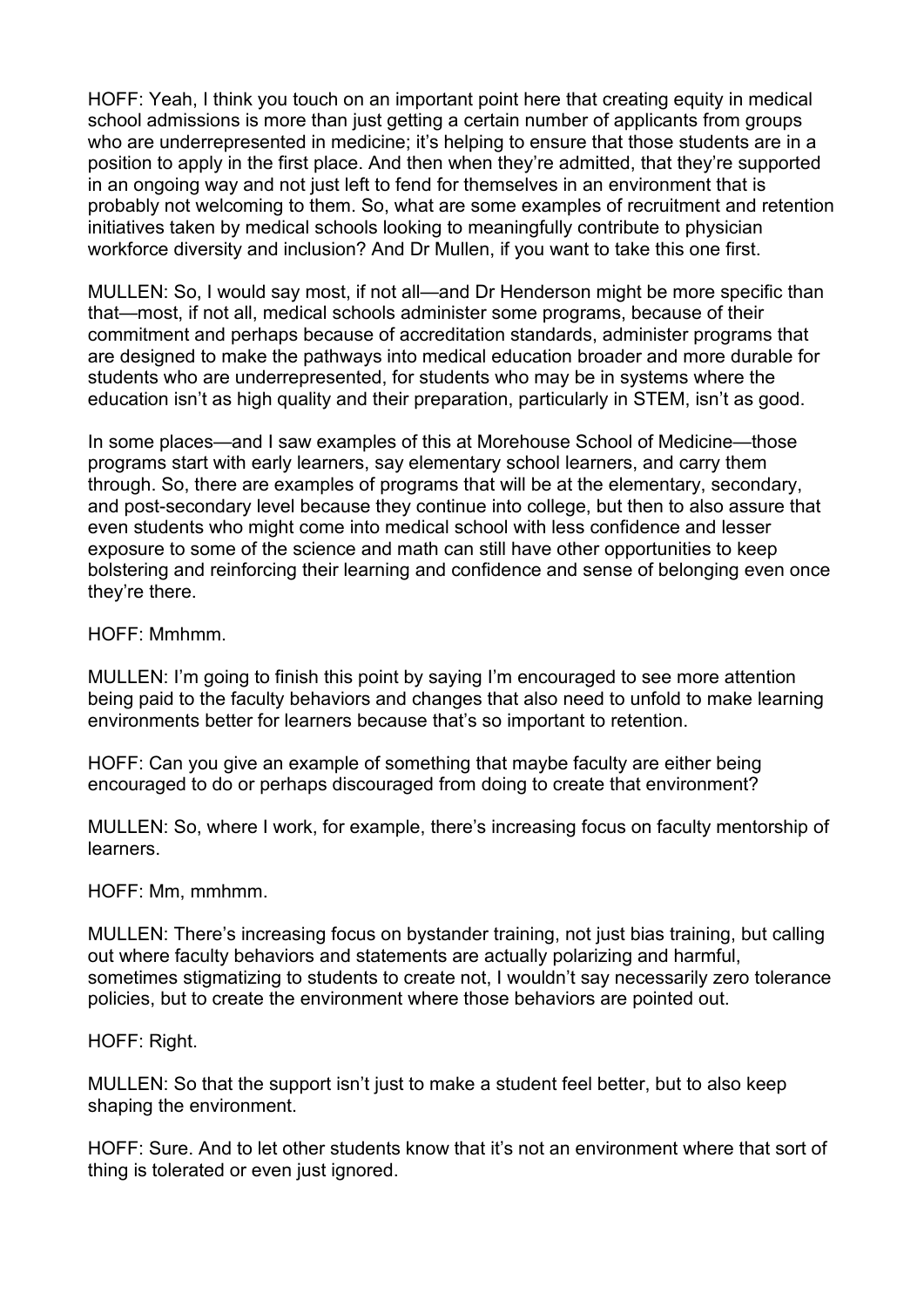HOFF: Yeah, I think you touch on an important point here that creating equity in medical school admissions is more than just getting a certain number of applicants from groups who are underrepresented in medicine; it's helping to ensure that those students are in a position to apply in the first place. And then when they're admitted, that they're supported in an ongoing way and not just left to fend for themselves in an environment that is probably not welcoming to them. So, what are some examples of recruitment and retention initiatives taken by medical schools looking to meaningfully contribute to physician workforce diversity and inclusion? And Dr Mullen, if you want to take this one first.

MULLEN: So, I would say most, if not all—and Dr Henderson might be more specific than that—most, if not all, medical schools administer some programs, because of their commitment and perhaps because of accreditation standards, administer programs that are designed to make the pathways into medical education broader and more durable for students who are underrepresented, for students who may be in systems where the education isn't as high quality and their preparation, particularly in STEM, isn't as good.

In some places—and I saw examples of this at Morehouse School of Medicine—those programs start with early learners, say elementary school learners, and carry them through. So, there are examples of programs that will be at the elementary, secondary, and post-secondary level because they continue into college, but then to also assure that even students who might come into medical school with less confidence and lesser exposure to some of the science and math can still have other opportunities to keep bolstering and reinforcing their learning and confidence and sense of belonging even once they're there.

HOFF: Mmhmm.

MULLEN: I'm going to finish this point by saying I'm encouraged to see more attention being paid to the faculty behaviors and changes that also need to unfold to make learning environments better for learners because that's so important to retention.

HOFF: Can you give an example of something that maybe faculty are either being encouraged to do or perhaps discouraged from doing to create that environment?

MULLEN: So, where I work, for example, there's increasing focus on faculty mentorship of learners.

HOFF: Mm, mmhmm.

MULLEN: There's increasing focus on bystander training, not just bias training, but calling out where faculty behaviors and statements are actually polarizing and harmful, sometimes stigmatizing to students to create not, I wouldn't say necessarily zero tolerance policies, but to create the environment where those behaviors are pointed out.

HOFF: Right.

MULLEN: So that the support isn't just to make a student feel better, but to also keep shaping the environment.

HOFF: Sure. And to let other students know that it's not an environment where that sort of thing is tolerated or even just ignored.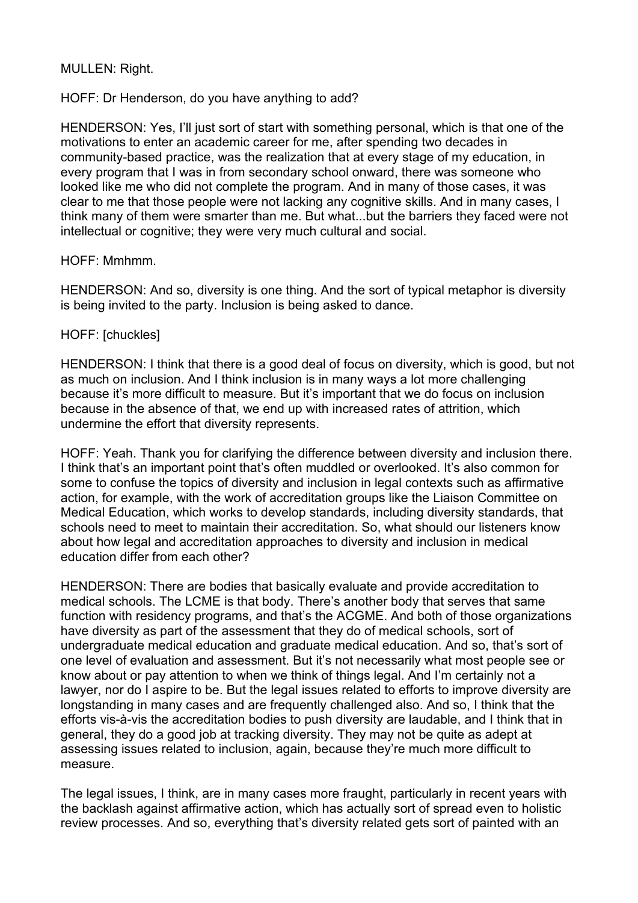MULLEN: Right.

HOFF: Dr Henderson, do you have anything to add?

HENDERSON: Yes, I'll just sort of start with something personal, which is that one of the motivations to enter an academic career for me, after spending two decades in community-based practice, was the realization that at every stage of my education, in every program that I was in from secondary school onward, there was someone who looked like me who did not complete the program. And in many of those cases, it was clear to me that those people were not lacking any cognitive skills. And in many cases, I think many of them were smarter than me. But what...but the barriers they faced were not intellectual or cognitive; they were very much cultural and social.

HOFF: Mmhmm.

HENDERSON: And so, diversity is one thing. And the sort of typical metaphor is diversity is being invited to the party. Inclusion is being asked to dance.

HOFF: [chuckles]

HENDERSON: I think that there is a good deal of focus on diversity, which is good, but not as much on inclusion. And I think inclusion is in many ways a lot more challenging because it's more difficult to measure. But it's important that we do focus on inclusion because in the absence of that, we end up with increased rates of attrition, which undermine the effort that diversity represents.

HOFF: Yeah. Thank you for clarifying the difference between diversity and inclusion there. I think that's an important point that's often muddled or overlooked. It's also common for some to confuse the topics of diversity and inclusion in legal contexts such as affirmative action, for example, with the work of accreditation groups like the Liaison Committee on Medical Education, which works to develop standards, including diversity standards, that schools need to meet to maintain their accreditation. So, what should our listeners know about how legal and accreditation approaches to diversity and inclusion in medical education differ from each other?

HENDERSON: There are bodies that basically evaluate and provide accreditation to medical schools. The LCME is that body. There's another body that serves that same function with residency programs, and that's the ACGME. And both of those organizations have diversity as part of the assessment that they do of medical schools, sort of undergraduate medical education and graduate medical education. And so, that's sort of one level of evaluation and assessment. But it's not necessarily what most people see or know about or pay attention to when we think of things legal. And I'm certainly not a lawyer, nor do I aspire to be. But the legal issues related to efforts to improve diversity are longstanding in many cases and are frequently challenged also. And so, I think that the efforts vis-à-vis the accreditation bodies to push diversity are laudable, and I think that in general, they do a good job at tracking diversity. They may not be quite as adept at assessing issues related to inclusion, again, because they're much more difficult to measure.

The legal issues, I think, are in many cases more fraught, particularly in recent years with the backlash against affirmative action, which has actually sort of spread even to holistic review processes. And so, everything that's diversity related gets sort of painted with an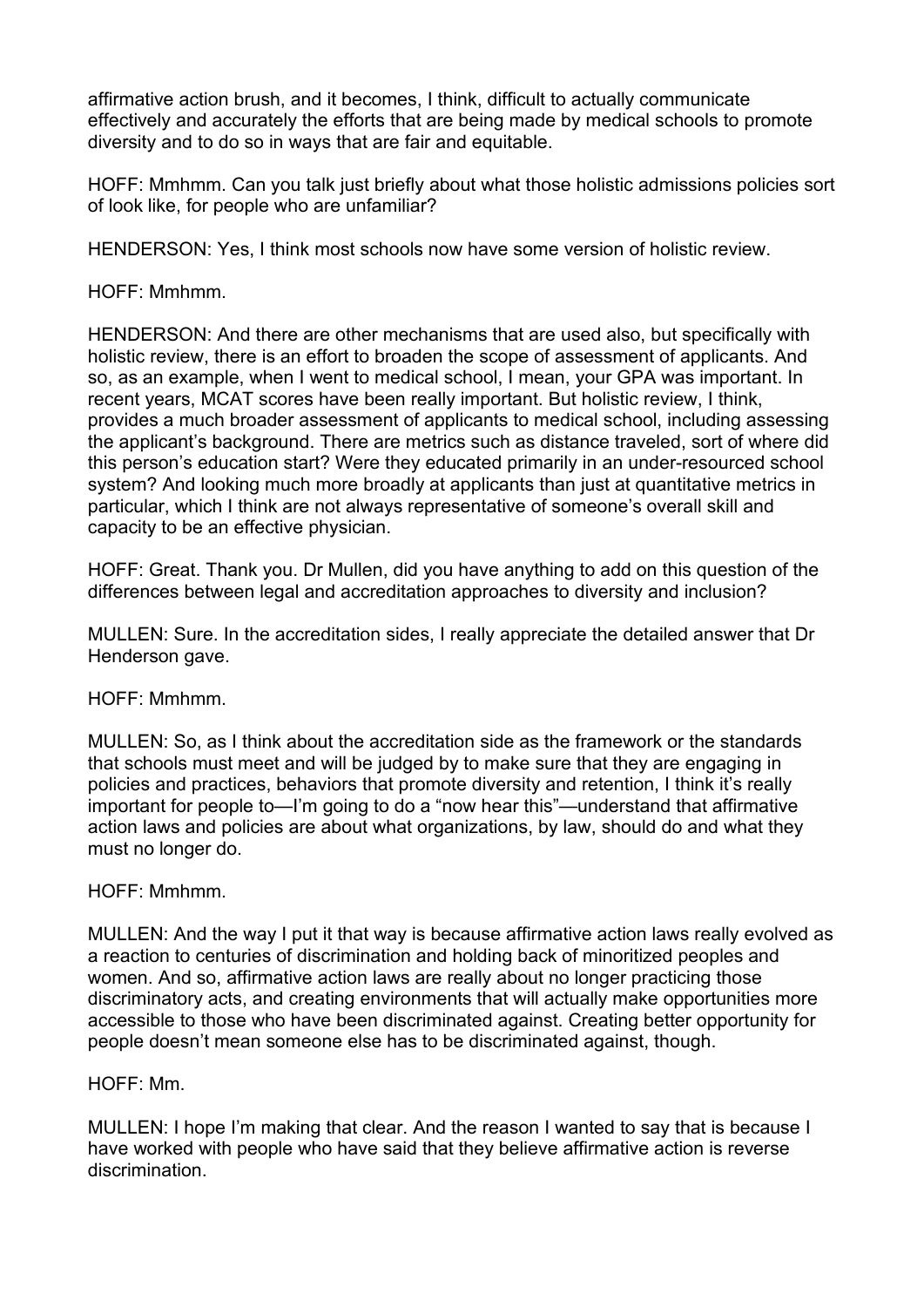affirmative action brush, and it becomes, I think, difficult to actually communicate effectively and accurately the efforts that are being made by medical schools to promote diversity and to do so in ways that are fair and equitable.

HOFF: Mmhmm. Can you talk just briefly about what those holistic admissions policies sort of look like, for people who are unfamiliar?

HENDERSON: Yes, I think most schools now have some version of holistic review.

HOFF: Mmhmm.

HENDERSON: And there are other mechanisms that are used also, but specifically with holistic review, there is an effort to broaden the scope of assessment of applicants. And so, as an example, when I went to medical school, I mean, your GPA was important. In recent years, MCAT scores have been really important. But holistic review, I think, provides a much broader assessment of applicants to medical school, including assessing the applicant's background. There are metrics such as distance traveled, sort of where did this person's education start? Were they educated primarily in an under-resourced school system? And looking much more broadly at applicants than just at quantitative metrics in particular, which I think are not always representative of someone's overall skill and capacity to be an effective physician.

HOFF: Great. Thank you. Dr Mullen, did you have anything to add on this question of the differences between legal and accreditation approaches to diversity and inclusion?

MULLEN: Sure. In the accreditation sides, I really appreciate the detailed answer that Dr Henderson gave.

HOFF: Mmhmm.

MULLEN: So, as I think about the accreditation side as the framework or the standards that schools must meet and will be judged by to make sure that they are engaging in policies and practices, behaviors that promote diversity and retention, I think it's really important for people to—I'm going to do a "now hear this"—understand that affirmative action laws and policies are about what organizations, by law, should do and what they must no longer do.

HOFF: Mmhmm.

MULLEN: And the way I put it that way is because affirmative action laws really evolved as a reaction to centuries of discrimination and holding back of minoritized peoples and women. And so, affirmative action laws are really about no longer practicing those discriminatory acts, and creating environments that will actually make opportunities more accessible to those who have been discriminated against. Creating better opportunity for people doesn't mean someone else has to be discriminated against, though.

HOFF: Mm.

MULLEN: I hope I'm making that clear. And the reason I wanted to say that is because I have worked with people who have said that they believe affirmative action is reverse discrimination.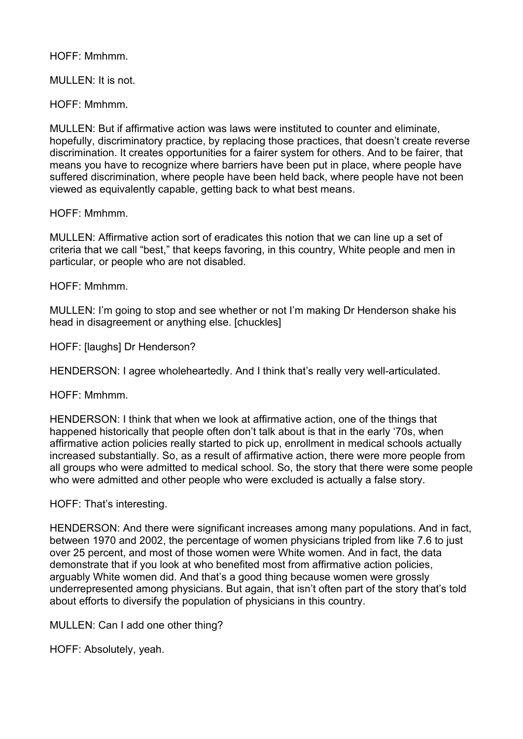HOFF: Mmhmm.

MULLEN: It is not.

HOFF: Mmhmm.

MULLEN: But if affirmative action was laws were instituted to counter and eliminate, hopefully, discriminatory practice, by replacing those practices, that doesn't create reverse discrimination. It creates opportunities for a fairer system for others. And to be fairer, that means you have to recognize where barriers have been put in place, where people have suffered discrimination, where people have been held back, where people have not been viewed as equivalently capable, getting back to what best means.

HOFF: Mmhmm.

MULLEN: Affirmative action sort of eradicates this notion that we can line up a set of criteria that we call "best," that keeps favoring, in this country, White people and men in particular, or people who are not disabled.

HOFF: Mmhmm.

MULLEN: I'm going to stop and see whether or not I'm making Dr Henderson shake his head in disagreement or anything else. [chuckles]

HOFF: [laughs] Dr Henderson?

HENDERSON: I agree wholeheartedly. And I think that's really very well-articulated.

HOFF: Mmhmm.

HENDERSON: I think that when we look at affirmative action, one of the things that happened historically that people often don't talk about is that in the early '70s, when affirmative action policies really started to pick up, enrollment in medical schools actually increased substantially. So, as a result of affirmative action, there were more people from all groups who were admitted to medical school. So, the story that there were some people who were admitted and other people who were excluded is actually a false story.

HOFF: That's interesting.

HENDERSON: And there were significant increases among many populations. And in fact, between 1970 and 2002, the percentage of women physicians tripled from like 7.6 to just over 25 percent, and most of those women were White women. And in fact, the data demonstrate that if you look at who benefited most from affirmative action policies, arguably White women did. And that's a good thing because women were grossly underrepresented among physicians. But again, that isn't often part of the story that's told about efforts to diversify the population of physicians in this country.

MULLEN: Can I add one other thing?

HOFF: Absolutely, yeah.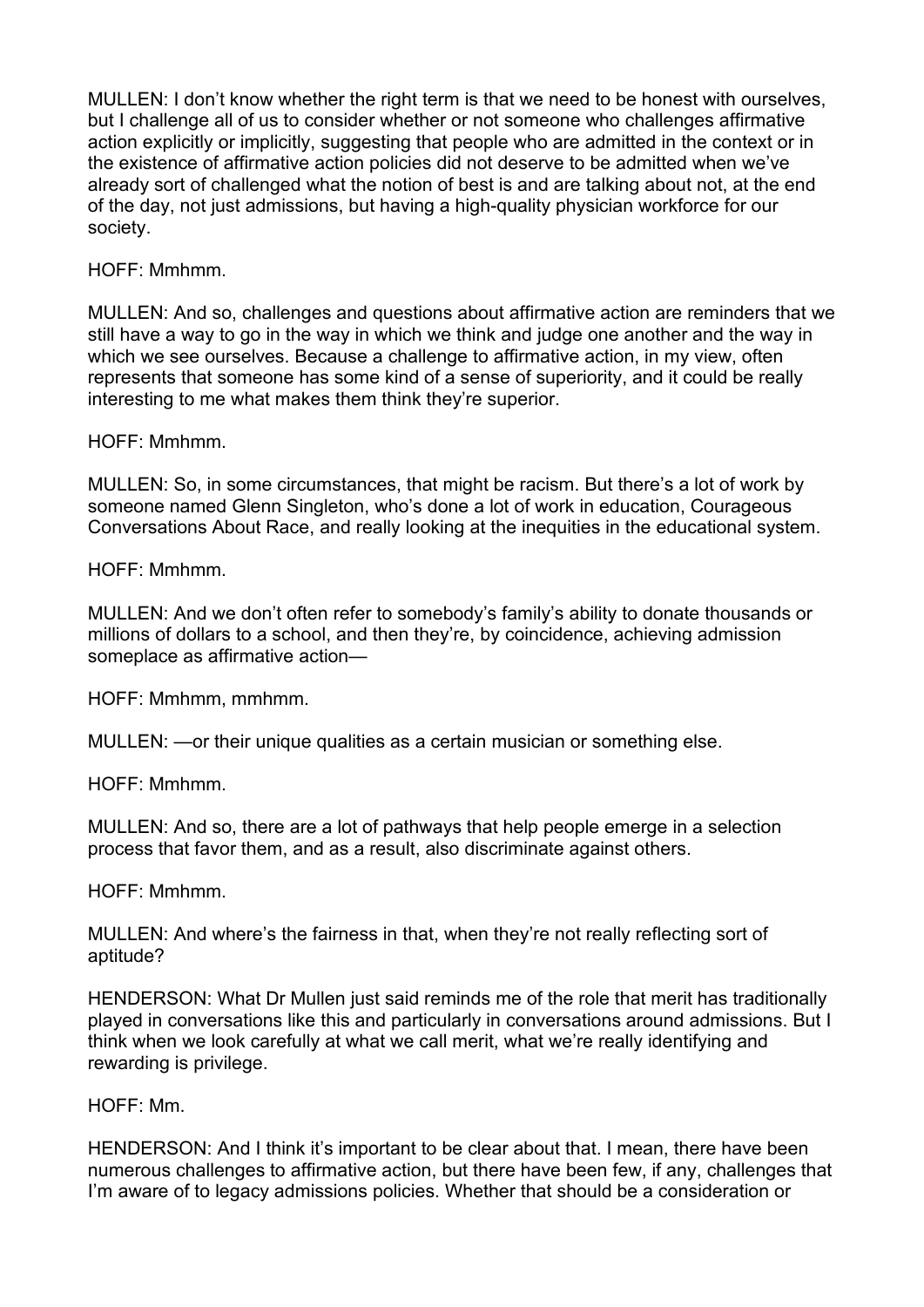MULLEN: I don't know whether the right term is that we need to be honest with ourselves, but I challenge all of us to consider whether or not someone who challenges affirmative action explicitly or implicitly, suggesting that people who are admitted in the context or in the existence of affirmative action policies did not deserve to be admitted when we've already sort of challenged what the notion of best is and are talking about not, at the end of the day, not just admissions, but having a high-quality physician workforce for our society.

HOFF: Mmhmm.

MULLEN: And so, challenges and questions about affirmative action are reminders that we still have a way to go in the way in which we think and judge one another and the way in which we see ourselves. Because a challenge to affirmative action, in my view, often represents that someone has some kind of a sense of superiority, and it could be really interesting to me what makes them think they're superior.

HOFF: Mmhmm.

MULLEN: So, in some circumstances, that might be racism. But there's a lot of work by someone named Glenn Singleton, who's done a lot of work in education, Courageous Conversations About Race, and really looking at the inequities in the educational system.

HOFF: Mmhmm.

MULLEN: And we don't often refer to somebody's family's ability to donate thousands or millions of dollars to a school, and then they're, by coincidence, achieving admission someplace as affirmative action—

HOFF: Mmhmm, mmhmm.

MULLEN: —or their unique qualities as a certain musician or something else.

HOFF: Mmhmm.

MULLEN: And so, there are a lot of pathways that help people emerge in a selection process that favor them, and as a result, also discriminate against others.

HOFF: Mmhmm.

MULLEN: And where's the fairness in that, when they're not really reflecting sort of aptitude?

HENDERSON: What Dr Mullen just said reminds me of the role that merit has traditionally played in conversations like this and particularly in conversations around admissions. But I think when we look carefully at what we call merit, what we're really identifying and rewarding is privilege.

HOFF: Mm.

HENDERSON: And I think it's important to be clear about that. I mean, there have been numerous challenges to affirmative action, but there have been few, if any, challenges that I'm aware of to legacy admissions policies. Whether that should be a consideration or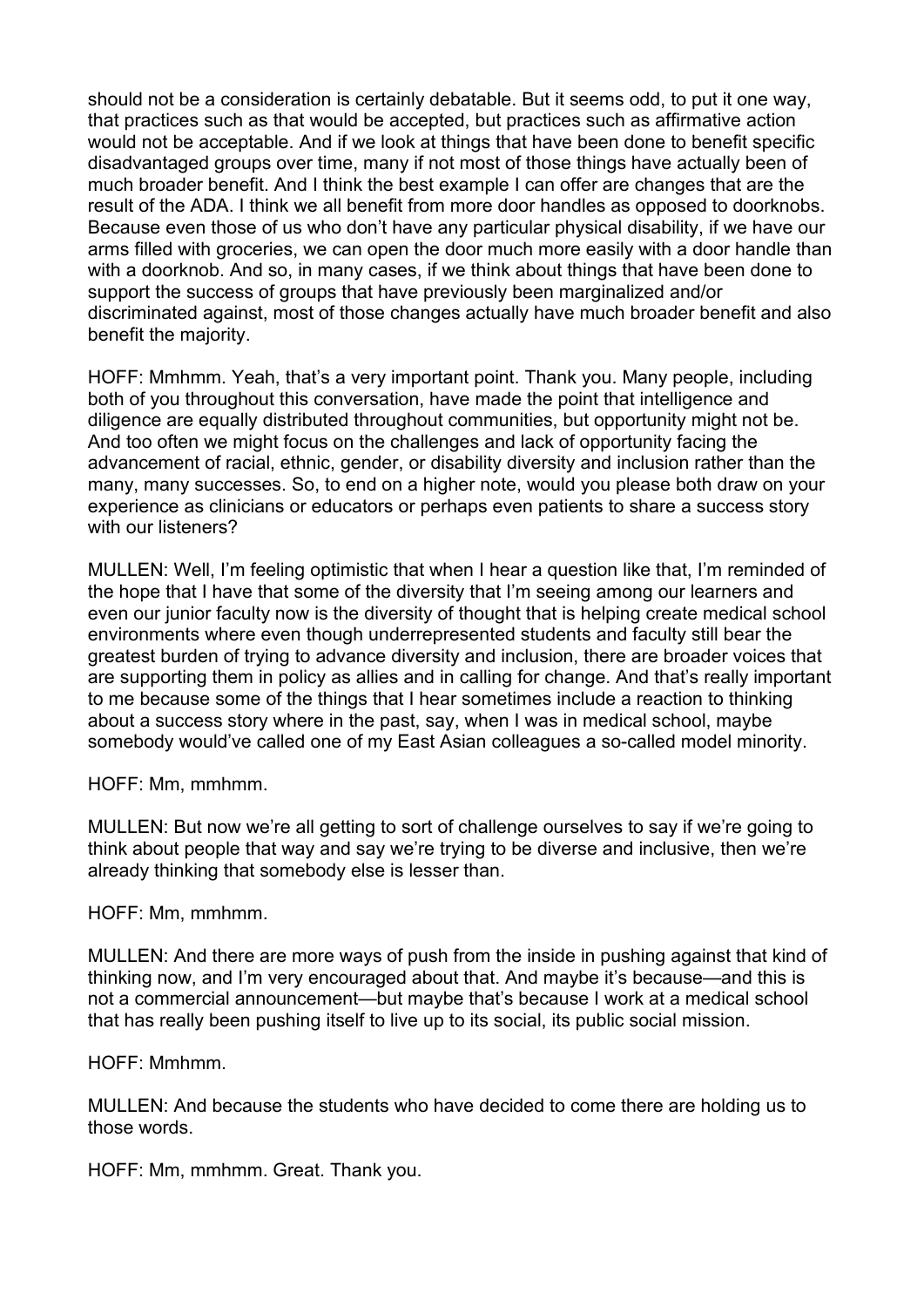should not be a consideration is certainly debatable. But it seems odd, to put it one way, that practices such as that would be accepted, but practices such as affirmative action would not be acceptable. And if we look at things that have been done to benefit specific disadvantaged groups over time, many if not most of those things have actually been of much broader benefit. And I think the best example I can offer are changes that are the result of the ADA. I think we all benefit from more door handles as opposed to doorknobs. Because even those of us who don't have any particular physical disability, if we have our arms filled with groceries, we can open the door much more easily with a door handle than with a doorknob. And so, in many cases, if we think about things that have been done to support the success of groups that have previously been marginalized and/or discriminated against, most of those changes actually have much broader benefit and also benefit the majority.

HOFF: Mmhmm. Yeah, that's a very important point. Thank you. Many people, including both of you throughout this conversation, have made the point that intelligence and diligence are equally distributed throughout communities, but opportunity might not be. And too often we might focus on the challenges and lack of opportunity facing the advancement of racial, ethnic, gender, or disability diversity and inclusion rather than the many, many successes. So, to end on a higher note, would you please both draw on your experience as clinicians or educators or perhaps even patients to share a success story with our listeners?

MULLEN: Well, I'm feeling optimistic that when I hear a question like that, I'm reminded of the hope that I have that some of the diversity that I'm seeing among our learners and even our junior faculty now is the diversity of thought that is helping create medical school environments where even though underrepresented students and faculty still bear the greatest burden of trying to advance diversity and inclusion, there are broader voices that are supporting them in policy as allies and in calling for change. And that's really important to me because some of the things that I hear sometimes include a reaction to thinking about a success story where in the past, say, when I was in medical school, maybe somebody would've called one of my East Asian colleagues a so-called model minority.

HOFF: Mm, mmhmm.

MULLEN: But now we're all getting to sort of challenge ourselves to say if we're going to think about people that way and say we're trying to be diverse and inclusive, then we're already thinking that somebody else is lesser than.

HOFF: Mm, mmhmm.

MULLEN: And there are more ways of push from the inside in pushing against that kind of thinking now, and I'm very encouraged about that. And maybe it's because—and this is not a commercial announcement—but maybe that's because I work at a medical school that has really been pushing itself to live up to its social, its public social mission.

HOFF: Mmhmm.

MULLEN: And because the students who have decided to come there are holding us to those words.

HOFF: Mm, mmhmm. Great. Thank you.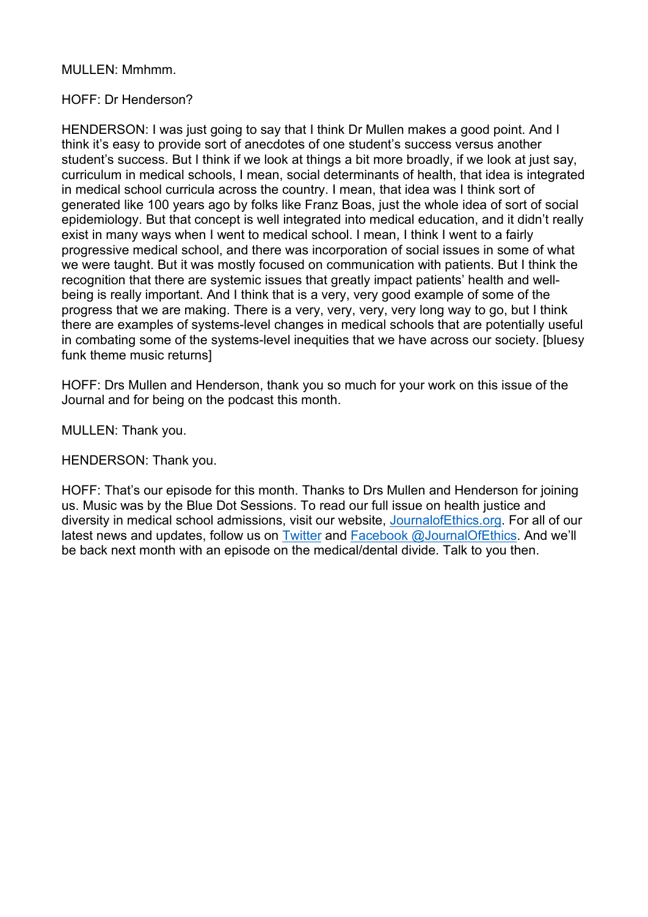MULLEN: Mmhmm.

HOFF: Dr Henderson?

HENDERSON: I was just going to say that I think Dr Mullen makes a good point. And I think it's easy to provide sort of anecdotes of one student's success versus another student's success. But I think if we look at things a bit more broadly, if we look at just say, curriculum in medical schools, I mean, social determinants of health, that idea is integrated in medical school curricula across the country. I mean, that idea was I think sort of generated like 100 years ago by folks like Franz Boas, just the whole idea of sort of social epidemiology. But that concept is well integrated into medical education, and it didn't really exist in many ways when I went to medical school. I mean, I think I went to a fairly progressive medical school, and there was incorporation of social issues in some of what we were taught. But it was mostly focused on communication with patients. But I think the recognition that there are systemic issues that greatly impact patients' health and well-being is really important. And I think that is a very, very good example of some of the progress that we are making. There is a very, very, very, very long way to go, but I think there are examples of systems-level changes in medical schools that are potentially useful in combating some of the systems-level inequities that we have across our society. [bluesy funk theme music returns]

HOFF: Drs Mullen and Henderson, thank you so much for your work on this issue of the Journal and for being on the podcast this month.

MULLEN: Thank you.

HENDERSON: Thank you.

HOFF: That's our episode for this month. Thanks to Drs Mullen and Henderson for joining us. Music was by the Blue Dot Sessions. To read our full issue on health justice and diversity in medical school admissions, visit our website, [JournalofEthics.org](JournalofEthics.org). For all of our latest news and updates, follow us on [Twitter]() and [Facebook @JournalOfEthics](). And we'll be back next month with an episode on the medical/dental divide. Talk to you then.